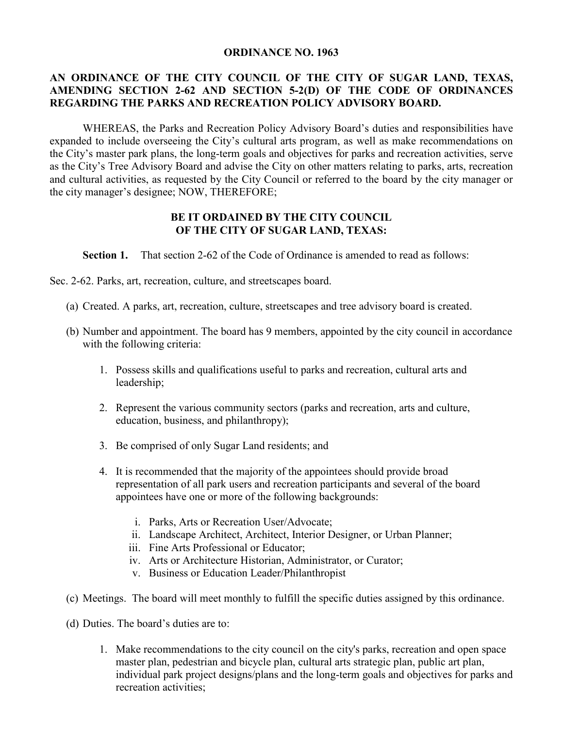# ORDINANCE NO. 1963

## AN ORDINANCE OF THE CITY COUNCIL OF THE CITY OF SUGAR LAND, TEXAS, AMENDING SECTION 2-62 AND SECTION 5-2(D) OF THE CODE OF ORDINANCES REGARDING THE PARKS AND RECREATION POLICY ADVISORY BOARD.

WHEREAS, the Parks and Recreation Policy Advisory Board's duties and responsibilities have expanded to include overseeing the City's cultural arts program, as well as make recommendations on the City's master park plans, the long-term goals and objectives for parks and recreation activities, serve as the City's Tree Advisory Board and advise the City on other matters relating to parks, arts, recreation and cultural activities, as requested by the City Council or referred to the board by the city manager or the city manager's designee; NOW, THEREFORE;

### BE IT ORDAINED BY THE CITY COUNCIL OF THE CITY OF SUGAR LAND, TEXAS:

**Section 1.** That section 2-62 of the Code of Ordinance is amended to read as follows:

Sec. 2-62. Parks, art, recreation, culture, and streetscapes board.

(a) Created. A parks, art, recreation, culture, streetscapes and tree advisory board is created.

(b) Number and appointment. The board has 9 members, appointed by the city council in accordance with the following criteria:

1. Possess skills and qualifications useful to parks and recreation, cultural arts and leadership;

2. Represent the various community sectors (parks and recreation, arts and culture, education, business, and philanthropy);

3. Be comprised of only Sugar Land residents; and

4. It is recommended that the majority of the appointees should provide broad representation of all park users and recreation participants and several of the board appointees have one or more of the following backgrounds:

    i. Parks, Arts or Recreation User/Advocate;
    ii. Landscape Architect, Architect, Interior Designer, or Urban Planner;
    iii. Fine Arts Professional or Educator;
    iv. Arts or Architecture Historian, Administrator, or Curator;
    v. Business or Education Leader/Philanthropist

(c) Meetings. The board will meet monthly to fulfill the specific duties assigned by this ordinance.

(d) Duties. The board's duties are to:

1. Make recommendations to the city council on the city's parks, recreation and open space master plan, pedestrian and bicycle plan, cultural arts strategic plan, public art plan, individual park project designs/plans and the long-term goals and objectives for parks and recreation activities;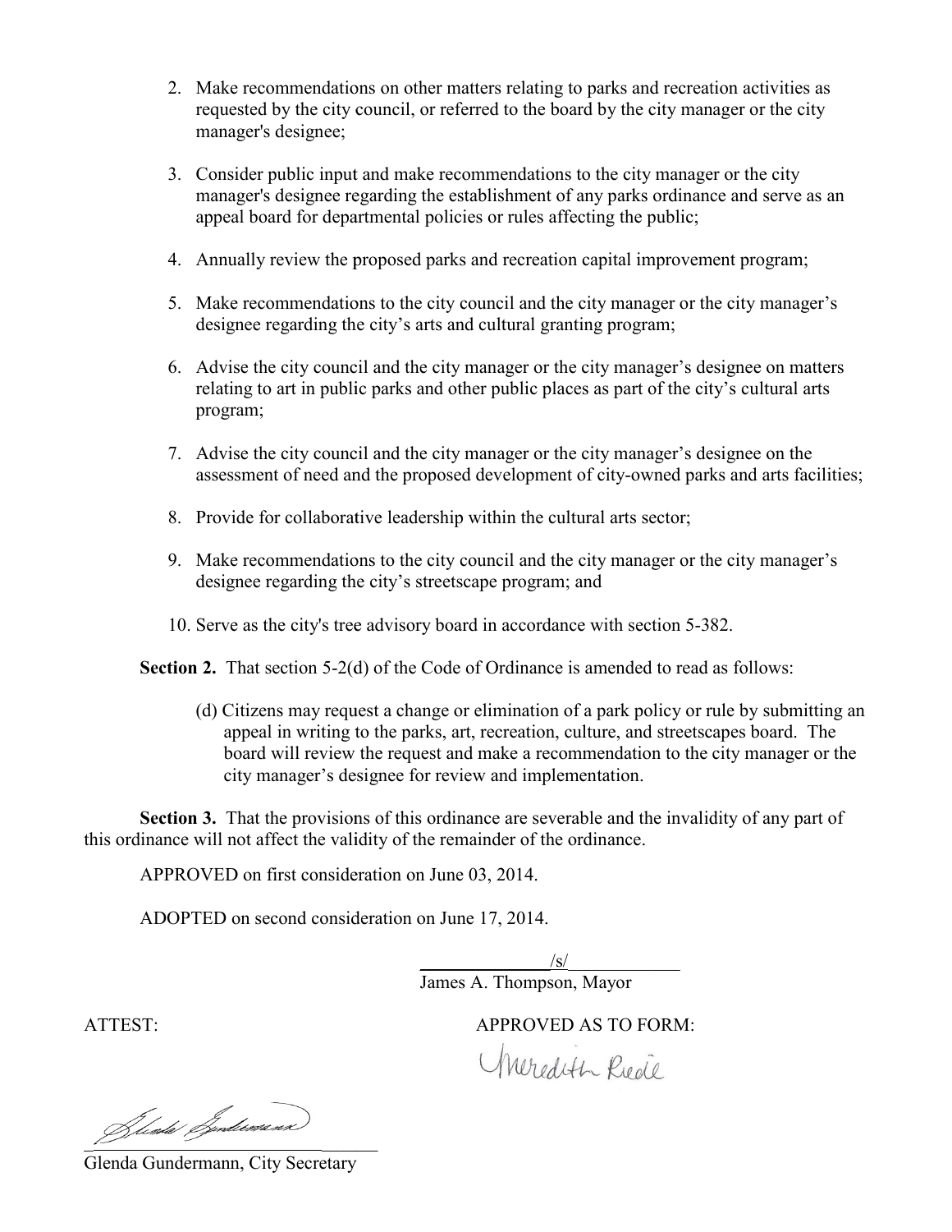2. Make recommendations on other matters relating to parks and recreation activities as requested by the city council, or referred to the board by the city manager or the city manager's designee;

3. Consider public input and make recommendations to the city manager or the city manager's designee regarding the establishment of any parks ordinance and serve as an appeal board for departmental policies or rules affecting the public;

4. Annually review the proposed parks and recreation capital improvement program;

5. Make recommendations to the city council and the city manager or the city manager's designee regarding the city's arts and cultural granting program;

6. Advise the city council and the city manager or the city manager's designee on matters relating to art in public parks and other public places as part of the city's cultural arts program;

7. Advise the city council and the city manager or the city manager's designee on the assessment of need and the proposed development of city-owned parks and arts facilities;

8. Provide for collaborative leadership within the cultural arts sector;

9. Make recommendations to the city council and the city manager or the city manager's designee regarding the city's streetscape program; and

10. Serve as the city's tree advisory board in accordance with section 5-382.

**Section 2.** That section 5-2(d) of the Code of Ordinance is amended to read as follows:

> (d) Citizens may request a change or elimination of a park policy or rule by submitting an appeal in writing to the parks, art, recreation, culture, and streetscapes board. The board will review the request and make a recommendation to the city manager or the city manager's designee for review and implementation.

**Section 3.** That the provisions of this ordinance are severable and the invalidity of any part of this ordinance will not affect the validity of the remainder of the ordinance.

APPROVED on first consideration on June 03, 2014.

ADOPTED on second consideration on June 17, 2014.

/s/
James A. Thompson, Mayor

ATTEST:

Glenda Gundermann, City Secretary

APPROVED AS TO FORM:

Meredith Riede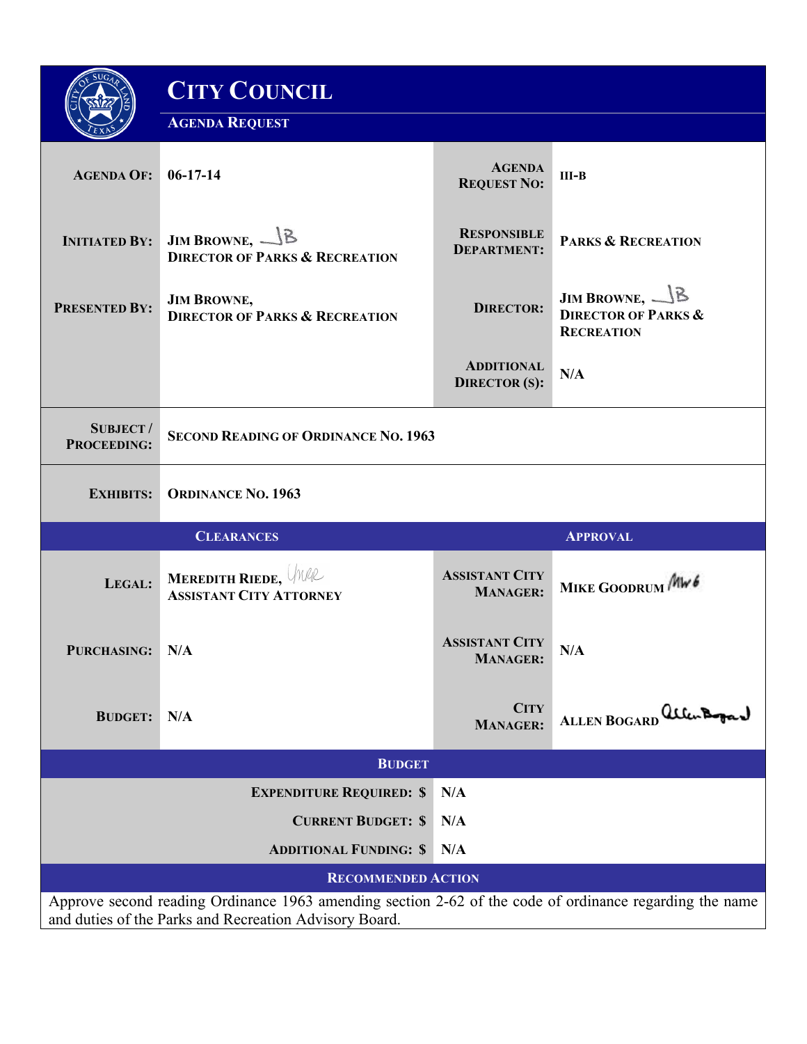# City Council

## Agenda Request

| | | | |
|---|---|---|---|
| **AGENDA OF:** | **06-17-14** | **AGENDA REQUEST NO:** | **III-B** |
| **INITIATED BY:** | **JIM BROWNE, DIRECTOR OF PARKS & RECREATION** | **RESPONSIBLE DEPARTMENT:** | **PARKS & RECREATION** |
| **PRESENTED BY:** | **JIM BROWNE, DIRECTOR OF PARKS & RECREATION** | **DIRECTOR:** | **JIM BROWNE, DIRECTOR OF PARKS & RECREATION** |
| | | **ADDITIONAL DIRECTOR (S):** | **N/A** |
| **SUBJECT / PROCEEDING:** | **SECOND READING OF ORDINANCE NO. 1963** | | |
| **EXHIBITS:** | **ORDINANCE NO. 1963** | | |

| CLEARANCES | | APPROVAL | |
|---|---|---|---|
| **LEGAL:** | **MEREDITH RIEDE, ASSISTANT CITY ATTORNEY** | **ASSISTANT CITY MANAGER:** | **MIKE GOODRUM** |
| **PURCHASING:** | **N/A** | **ASSISTANT CITY MANAGER:** | **N/A** |
| **BUDGET:** | **N/A** | **CITY MANAGER:** | **ALLEN BOGARD** |

### Budget

| | |
|---|---|
| **EXPENDITURE REQUIRED: $** | **N/A** |
| **CURRENT BUDGET: $** | **N/A** |
| **ADDITIONAL FUNDING: $** | **N/A** |

### Recommended Action

Approve second reading Ordinance 1963 amending section 2-62 of the code of ordinance regarding the name and duties of the Parks and Recreation Advisory Board.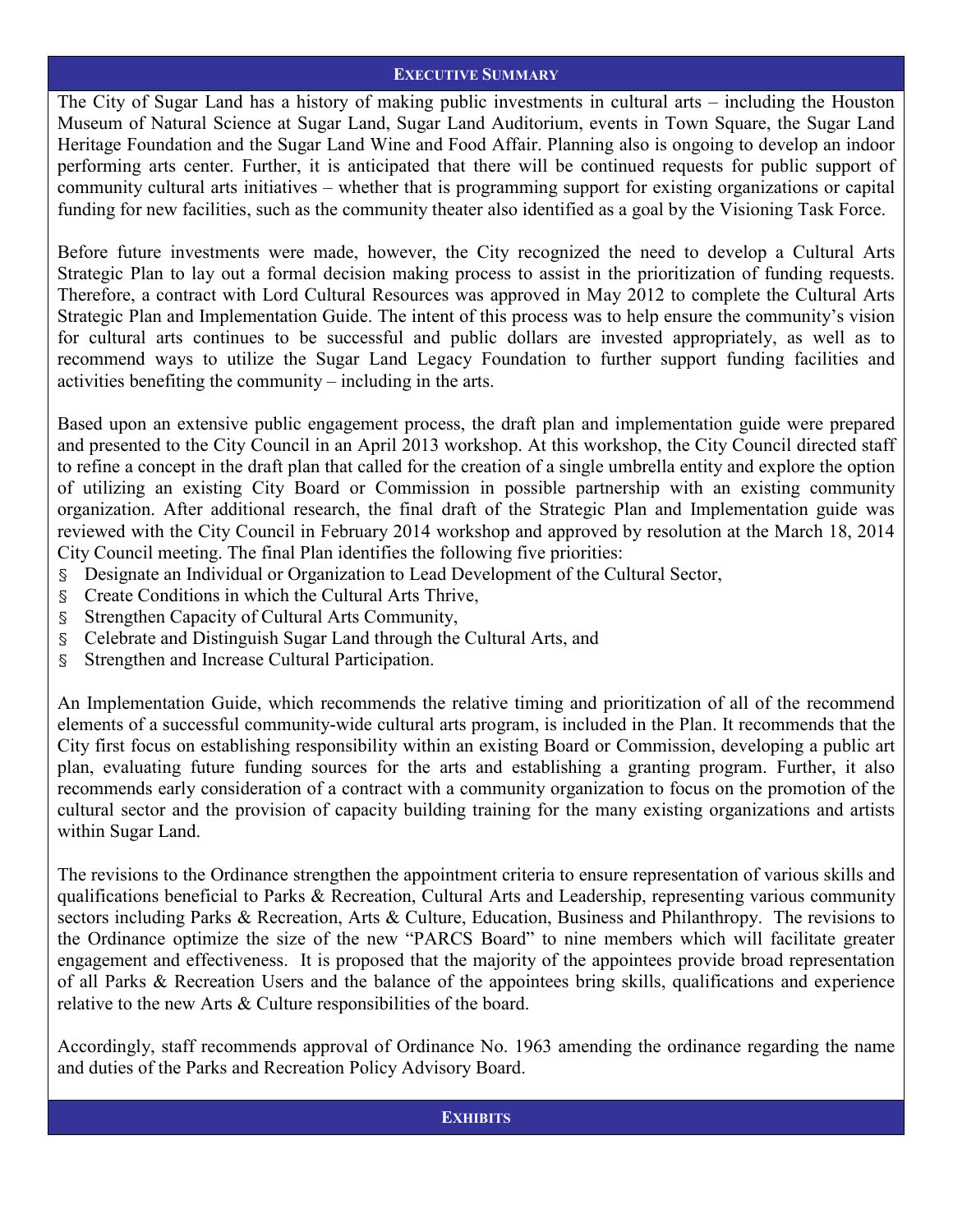## EXECUTIVE SUMMARY

The City of Sugar Land has a history of making public investments in cultural arts – including the Houston Museum of Natural Science at Sugar Land, Sugar Land Auditorium, events in Town Square, the Sugar Land Heritage Foundation and the Sugar Land Wine and Food Affair. Planning also is ongoing to develop an indoor performing arts center. Further, it is anticipated that there will be continued requests for public support of community cultural arts initiatives – whether that is programming support for existing organizations or capital funding for new facilities, such as the community theater also identified as a goal by the Visioning Task Force.

Before future investments were made, however, the City recognized the need to develop a Cultural Arts Strategic Plan to lay out a formal decision making process to assist in the prioritization of funding requests. Therefore, a contract with Lord Cultural Resources was approved in May 2012 to complete the Cultural Arts Strategic Plan and Implementation Guide. The intent of this process was to help ensure the community's vision for cultural arts continues to be successful and public dollars are invested appropriately, as well as to recommend ways to utilize the Sugar Land Legacy Foundation to further support funding facilities and activities benefiting the community – including in the arts.

Based upon an extensive public engagement process, the draft plan and implementation guide were prepared and presented to the City Council in an April 2013 workshop. At this workshop, the City Council directed staff to refine a concept in the draft plan that called for the creation of a single umbrella entity and explore the option of utilizing an existing City Board or Commission in possible partnership with an existing community organization. After additional research, the final draft of the Strategic Plan and Implementation guide was reviewed with the City Council in February 2014 workshop and approved by resolution at the March 18, 2014 City Council meeting. The final Plan identifies the following five priorities:

- Designate an Individual or Organization to Lead Development of the Cultural Sector,
- Create Conditions in which the Cultural Arts Thrive,
- Strengthen Capacity of Cultural Arts Community,
- Celebrate and Distinguish Sugar Land through the Cultural Arts, and
- Strengthen and Increase Cultural Participation.

An Implementation Guide, which recommends the relative timing and prioritization of all of the recommend elements of a successful community-wide cultural arts program, is included in the Plan. It recommends that the City first focus on establishing responsibility within an existing Board or Commission, developing a public art plan, evaluating future funding sources for the arts and establishing a granting program. Further, it also recommends early consideration of a contract with a community organization to focus on the promotion of the cultural sector and the provision of capacity building training for the many existing organizations and artists within Sugar Land.

The revisions to the Ordinance strengthen the appointment criteria to ensure representation of various skills and qualifications beneficial to Parks & Recreation, Cultural Arts and Leadership, representing various community sectors including Parks & Recreation, Arts & Culture, Education, Business and Philanthropy. The revisions to the Ordinance optimize the size of the new "PARCS Board" to nine members which will facilitate greater engagement and effectiveness. It is proposed that the majority of the appointees provide broad representation of all Parks & Recreation Users and the balance of the appointees bring skills, qualifications and experience relative to the new Arts & Culture responsibilities of the board.

Accordingly, staff recommends approval of Ordinance No. 1963 amending the ordinance regarding the name and duties of the Parks and Recreation Policy Advisory Board.

## EXHIBITS